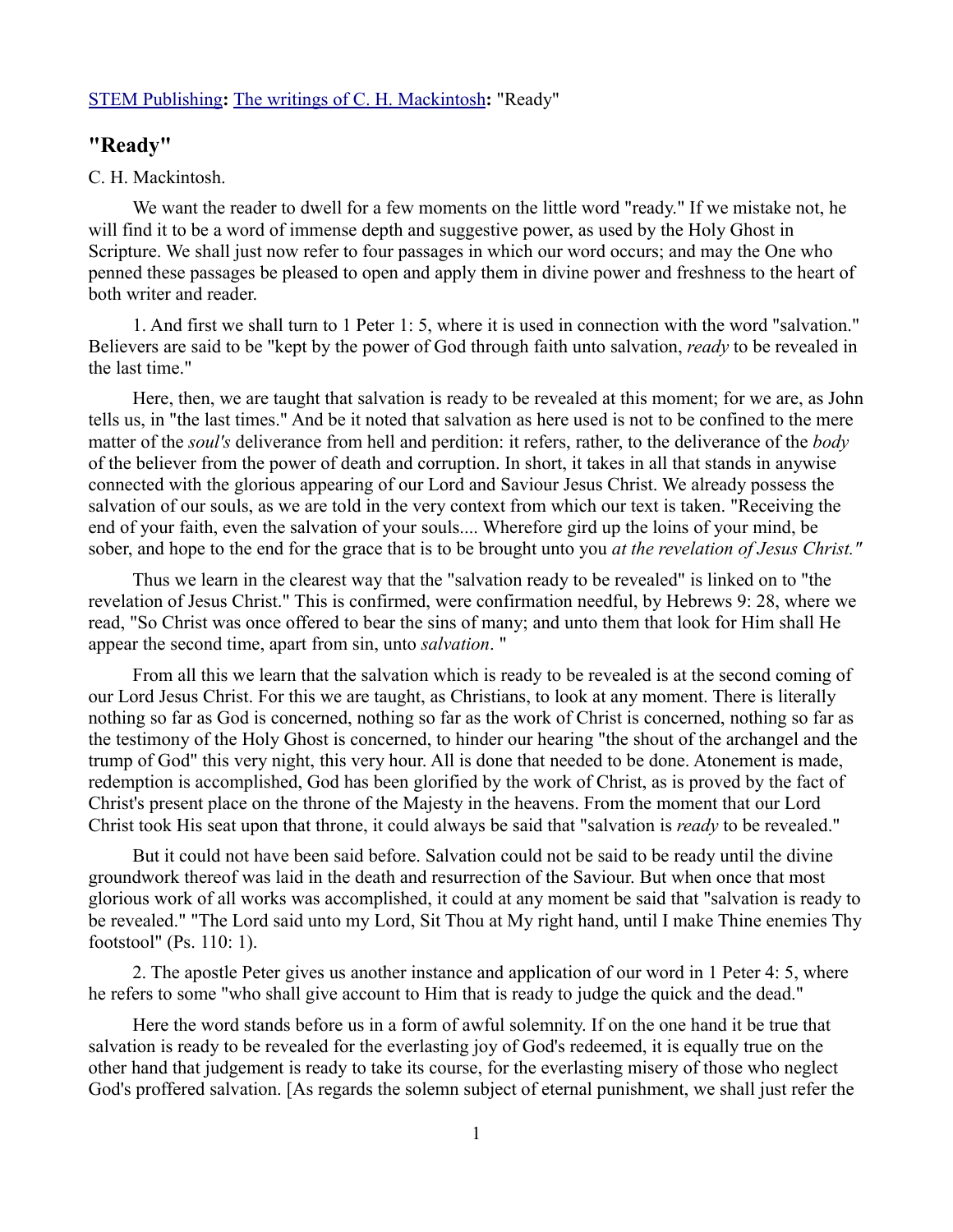STEM Publishing**:** The writings of C. H. Mackintosh**:** "Ready"

## "Ready"

C. H. Mackintosh.

We want the reader to dwell for a few moments on the little word "ready." If we mistake not, he will find it to be a word of immense depth and suggestive power, as used by the Holy Ghost in Scripture. We shall just now refer to four passages in which our word occurs; and may the One who penned these passages be pleased to open and apply them in divine power and freshness to the heart of both writer and reader.

1. And first we shall turn to 1 Peter 1: 5, where it is used in connection with the word "salvation." Believers are said to be "kept by the power of God through faith unto salvation, *ready* to be revealed in the last time."

Here, then, we are taught that salvation is ready to be revealed at this moment; for we are, as John tells us, in "the last times." And be it noted that salvation as here used is not to be confined to the mere matter of the *soul's* deliverance from hell and perdition: it refers, rather, to the deliverance of the *body* of the believer from the power of death and corruption. In short, it takes in all that stands in anywise connected with the glorious appearing of our Lord and Saviour Jesus Christ. We already possess the salvation of our souls, as we are told in the very context from which our text is taken. "Receiving the end of your faith, even the salvation of your souls.... Wherefore gird up the loins of your mind, be sober, and hope to the end for the grace that is to be brought unto you *at the revelation of Jesus Christ."*

Thus we learn in the clearest way that the "salvation ready to be revealed" is linked on to "the revelation of Jesus Christ." This is confirmed, were confirmation needful, by Hebrews 9: 28, where we read, "So Christ was once offered to bear the sins of many; and unto them that look for Him shall He appear the second time, apart from sin, unto *salvation*. "

From all this we learn that the salvation which is ready to be revealed is at the second coming of our Lord Jesus Christ. For this we are taught, as Christians, to look at any moment. There is literally nothing so far as God is concerned, nothing so far as the work of Christ is concerned, nothing so far as the testimony of the Holy Ghost is concerned, to hinder our hearing "the shout of the archangel and the trump of God" this very night, this very hour. All is done that needed to be done. Atonement is made, redemption is accomplished, God has been glorified by the work of Christ, as is proved by the fact of Christ's present place on the throne of the Majesty in the heavens. From the moment that our Lord Christ took His seat upon that throne, it could always be said that "salvation is *ready* to be revealed."

But it could not have been said before. Salvation could not be said to be ready until the divine groundwork thereof was laid in the death and resurrection of the Saviour. But when once that most glorious work of all works was accomplished, it could at any moment be said that "salvation is ready to be revealed." "The Lord said unto my Lord, Sit Thou at My right hand, until I make Thine enemies Thy footstool" (Ps. 110: 1).

2. The apostle Peter gives us another instance and application of our word in 1 Peter 4: 5, where he refers to some "who shall give account to Him that is ready to judge the quick and the dead."

Here the word stands before us in a form of awful solemnity. If on the one hand it be true that salvation is ready to be revealed for the everlasting joy of God's redeemed, it is equally true on the other hand that judgement is ready to take its course, for the everlasting misery of those who neglect God's proffered salvation. [As regards the solemn subject of eternal punishment, we shall just refer the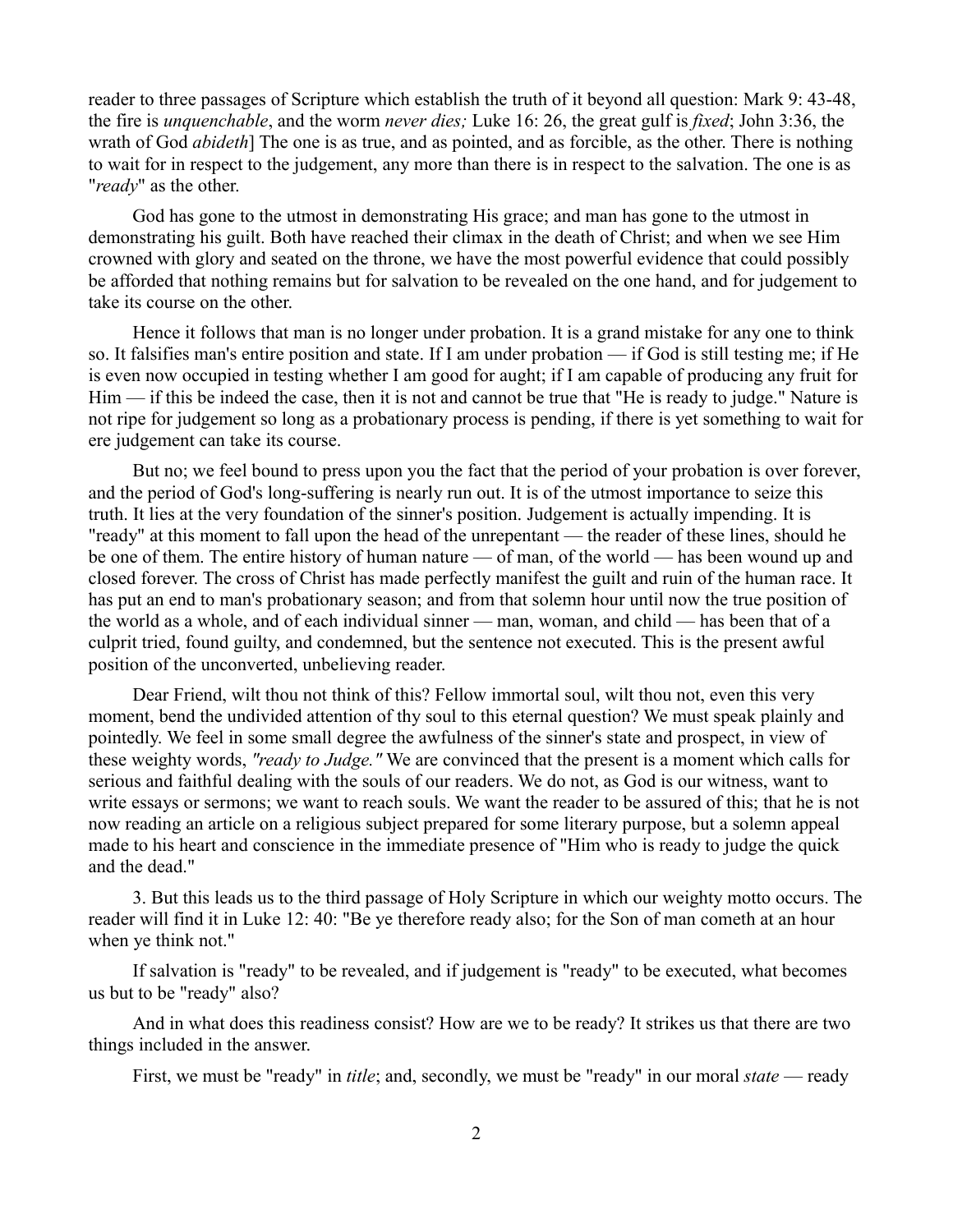reader to three passages of Scripture which establish the truth of it beyond all question: Mark 9: 43-48, the fire is *unquenchable*, and the worm *never dies;* Luke 16: 26, the great gulf is *fixed*; John 3:36, the wrath of God *abideth*] The one is as true, and as pointed, and as forcible, as the other. There is nothing to wait for in respect to the judgement, any more than there is in respect to the salvation. The one is as "*ready*" as the other.

God has gone to the utmost in demonstrating His grace; and man has gone to the utmost in demonstrating his guilt. Both have reached their climax in the death of Christ; and when we see Him crowned with glory and seated on the throne, we have the most powerful evidence that could possibly be afforded that nothing remains but for salvation to be revealed on the one hand, and for judgement to take its course on the other.

Hence it follows that man is no longer under probation. It is a grand mistake for any one to think so. It falsifies man's entire position and state. If I am under probation — if God is still testing me; if He is even now occupied in testing whether I am good for aught; if I am capable of producing any fruit for Him — if this be indeed the case, then it is not and cannot be true that "He is ready to judge." Nature is not ripe for judgement so long as a probationary process is pending, if there is yet something to wait for ere judgement can take its course.

But no; we feel bound to press upon you the fact that the period of your probation is over forever, and the period of God's long-suffering is nearly run out. It is of the utmost importance to seize this truth. It lies at the very foundation of the sinner's position. Judgement is actually impending. It is "ready" at this moment to fall upon the head of the unrepentant — the reader of these lines, should he be one of them. The entire history of human nature — of man, of the world — has been wound up and closed forever. The cross of Christ has made perfectly manifest the guilt and ruin of the human race. It has put an end to man's probationary season; and from that solemn hour until now the true position of the world as a whole, and of each individual sinner — man, woman, and child — has been that of a culprit tried, found guilty, and condemned, but the sentence not executed. This is the present awful position of the unconverted, unbelieving reader.

Dear Friend, wilt thou not think of this? Fellow immortal soul, wilt thou not, even this very moment, bend the undivided attention of thy soul to this eternal question? We must speak plainly and pointedly. We feel in some small degree the awfulness of the sinner's state and prospect, in view of these weighty words, *"ready to Judge."* We are convinced that the present is a moment which calls for serious and faithful dealing with the souls of our readers. We do not, as God is our witness, want to write essays or sermons; we want to reach souls. We want the reader to be assured of this; that he is not now reading an article on a religious subject prepared for some literary purpose, but a solemn appeal made to his heart and conscience in the immediate presence of "Him who is ready to judge the quick and the dead."

3. But this leads us to the third passage of Holy Scripture in which our weighty motto occurs. The reader will find it in Luke 12: 40: "Be ye therefore ready also; for the Son of man cometh at an hour when ye think not."

If salvation is "ready" to be revealed, and if judgement is "ready" to be executed, what becomes us but to be "ready" also?

And in what does this readiness consist? How are we to be ready? It strikes us that there are two things included in the answer.

First, we must be "ready" in *title*; and, secondly, we must be "ready" in our moral *state* — ready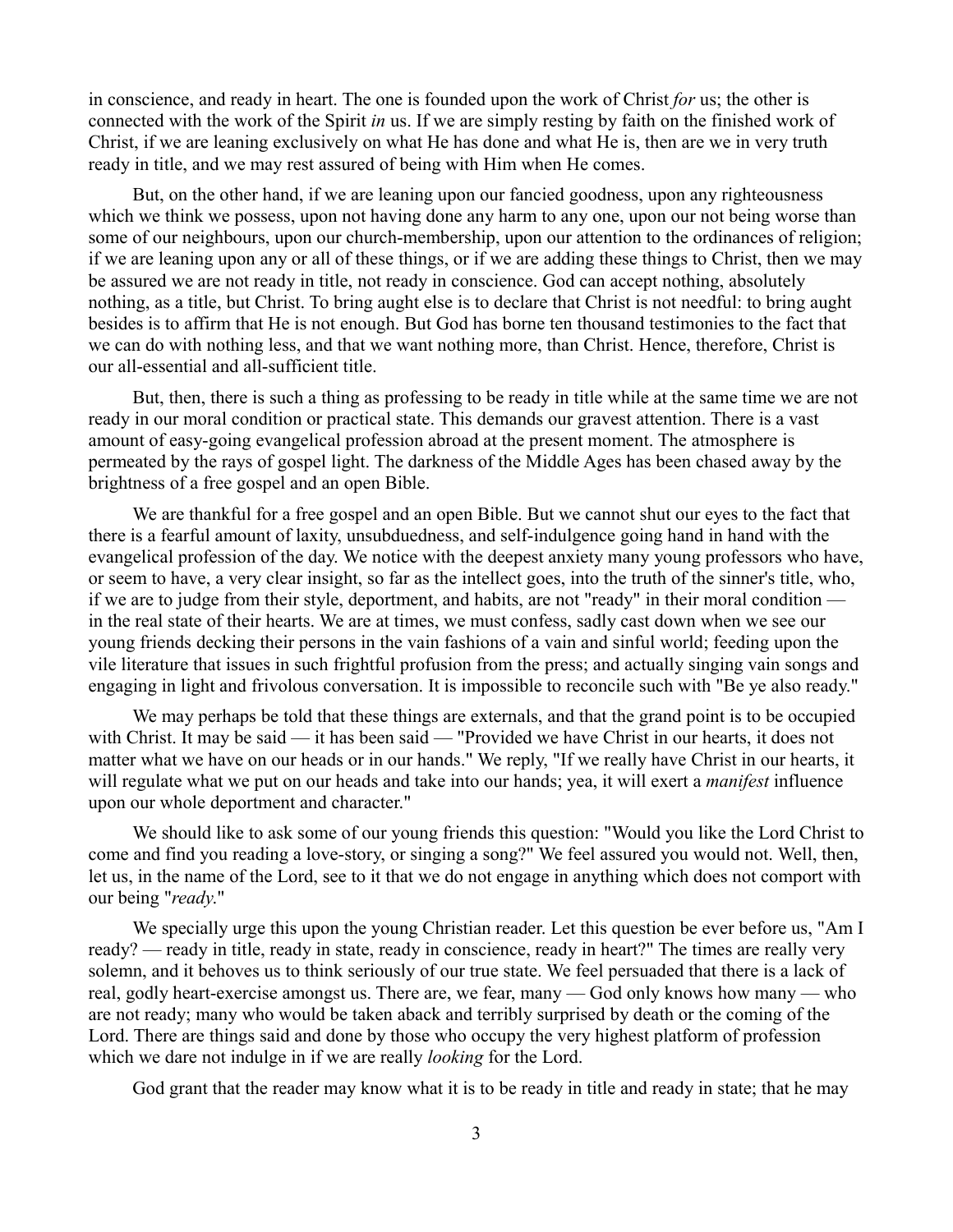in conscience, and ready in heart. The one is founded upon the work of Christ *for* us; the other is connected with the work of the Spirit *in* us. If we are simply resting by faith on the finished work of Christ, if we are leaning exclusively on what He has done and what He is, then are we in very truth ready in title, and we may rest assured of being with Him when He comes.

But, on the other hand, if we are leaning upon our fancied goodness, upon any righteousness which we think we possess, upon not having done any harm to any one, upon our not being worse than some of our neighbours, upon our church-membership, upon our attention to the ordinances of religion; if we are leaning upon any or all of these things, or if we are adding these things to Christ, then we may be assured we are not ready in title, not ready in conscience. God can accept nothing, absolutely nothing, as a title, but Christ. To bring aught else is to declare that Christ is not needful: to bring aught besides is to affirm that He is not enough. But God has borne ten thousand testimonies to the fact that we can do with nothing less, and that we want nothing more, than Christ. Hence, therefore, Christ is our all-essential and all-sufficient title.

But, then, there is such a thing as professing to be ready in title while at the same time we are not ready in our moral condition or practical state. This demands our gravest attention. There is a vast amount of easy-going evangelical profession abroad at the present moment. The atmosphere is permeated by the rays of gospel light. The darkness of the Middle Ages has been chased away by the brightness of a free gospel and an open Bible.

We are thankful for a free gospel and an open Bible. But we cannot shut our eyes to the fact that there is a fearful amount of laxity, unsubduedness, and self-indulgence going hand in hand with the evangelical profession of the day. We notice with the deepest anxiety many young professors who have, or seem to have, a very clear insight, so far as the intellect goes, into the truth of the sinner's title, who, if we are to judge from their style, deportment, and habits, are not "ready" in their moral condition — in the real state of their hearts. We are at times, we must confess, sadly cast down when we see our young friends decking their persons in the vain fashions of a vain and sinful world; feeding upon the vile literature that issues in such frightful profusion from the press; and actually singing vain songs and engaging in light and frivolous conversation. It is impossible to reconcile such with "Be ye also ready."

We may perhaps be told that these things are externals, and that the grand point is to be occupied with Christ. It may be said — it has been said — "Provided we have Christ in our hearts, it does not matter what we have on our heads or in our hands." We reply, "If we really have Christ in our hearts, it will regulate what we put on our heads and take into our hands; yea, it will exert a *manifest* influence upon our whole deportment and character."

We should like to ask some of our young friends this question: "Would you like the Lord Christ to come and find you reading a love-story, or singing a song?" We feel assured you would not. Well, then, let us, in the name of the Lord, see to it that we do not engage in anything which does not comport with our being "*ready*."

We specially urge this upon the young Christian reader. Let this question be ever before us, "Am I ready? — ready in title, ready in state, ready in conscience, ready in heart?" The times are really very solemn, and it behoves us to think seriously of our true state. We feel persuaded that there is a lack of real, godly heart-exercise amongst us. There are, we fear, many — God only knows how many — who are not ready; many who would be taken aback and terribly surprised by death or the coming of the Lord. There are things said and done by those who occupy the very highest platform of profession which we dare not indulge in if we are really *looking* for the Lord.

God grant that the reader may know what it is to be ready in title and ready in state; that he may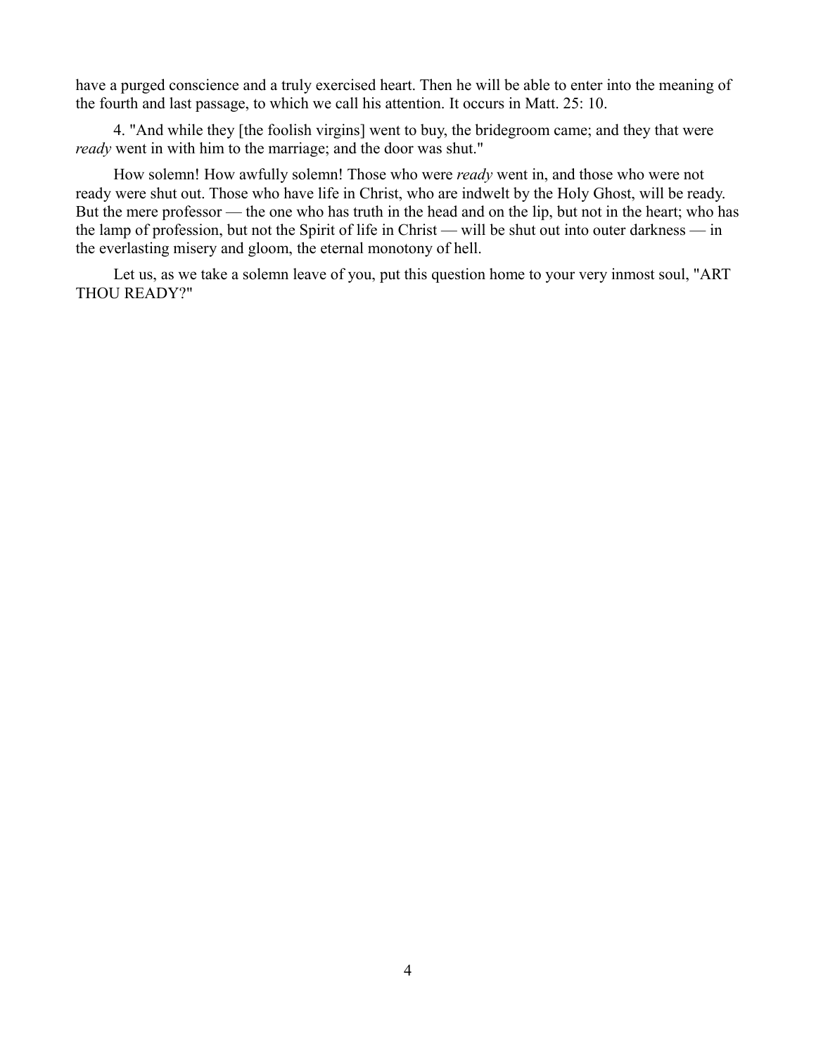have a purged conscience and a truly exercised heart. Then he will be able to enter into the meaning of the fourth and last passage, to which we call his attention. It occurs in Matt. 25: 10.

4. "And while they [the foolish virgins] went to buy, the bridegroom came; and they that were *ready* went in with him to the marriage; and the door was shut."

How solemn! How awfully solemn! Those who were *ready* went in, and those who were not ready were shut out. Those who have life in Christ, who are indwelt by the Holy Ghost, will be ready. But the mere professor — the one who has truth in the head and on the lip, but not in the heart; who has the lamp of profession, but not the Spirit of life in Christ — will be shut out into outer darkness — in the everlasting misery and gloom, the eternal monotony of hell.

Let us, as we take a solemn leave of you, put this question home to your very inmost soul, "ART THOU READY?"